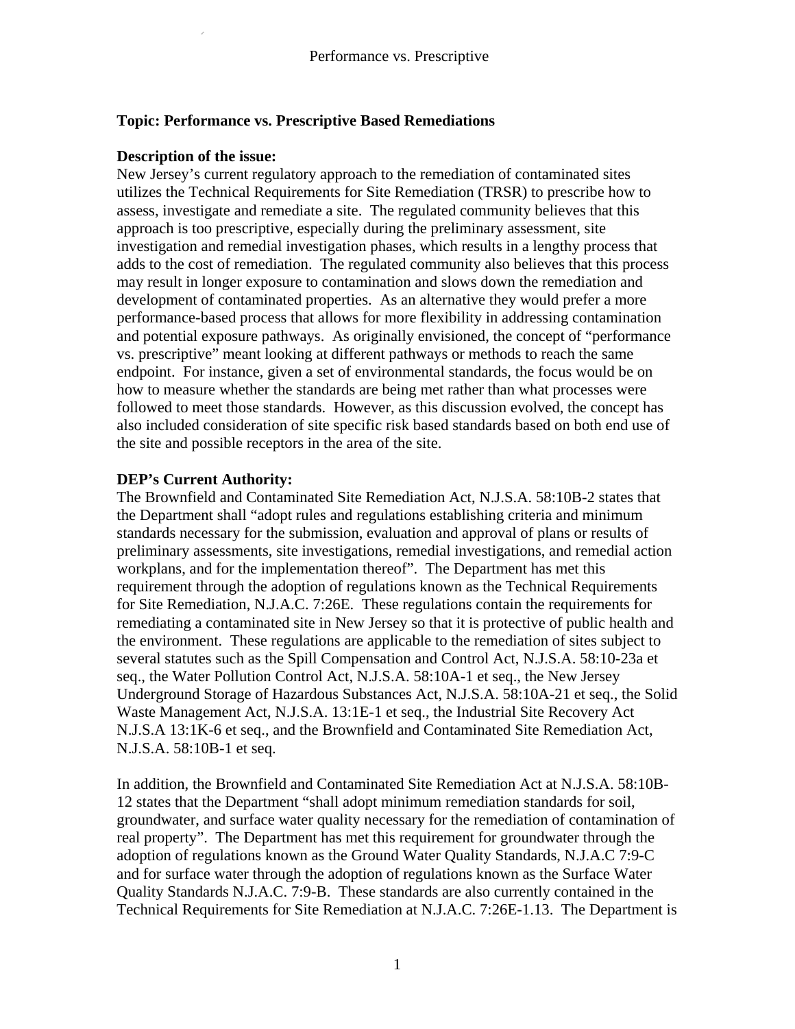**Topic: Performance vs. Prescriptive Based Remediations**

**Description of the issue:**
New Jersey's current regulatory approach to the remediation of contaminated sites utilizes the Technical Requirements for Site Remediation (TRSR) to prescribe how to assess, investigate and remediate a site. The regulated community believes that this approach is too prescriptive, especially during the preliminary assessment, site investigation and remedial investigation phases, which results in a lengthy process that adds to the cost of remediation. The regulated community also believes that this process may result in longer exposure to contamination and slows down the remediation and development of contaminated properties. As an alternative they would prefer a more performance-based process that allows for more flexibility in addressing contamination and potential exposure pathways. As originally envisioned, the concept of "performance vs. prescriptive" meant looking at different pathways or methods to reach the same endpoint. For instance, given a set of environmental standards, the focus would be on how to measure whether the standards are being met rather than what processes were followed to meet those standards. However, as this discussion evolved, the concept has also included consideration of site specific risk based standards based on both end use of the site and possible receptors in the area of the site.

**DEP's Current Authority:**
The Brownfield and Contaminated Site Remediation Act, N.J.S.A. 58:10B-2 states that the Department shall "adopt rules and regulations establishing criteria and minimum standards necessary for the submission, evaluation and approval of plans or results of preliminary assessments, site investigations, remedial investigations, and remedial action workplans, and for the implementation thereof". The Department has met this requirement through the adoption of regulations known as the Technical Requirements for Site Remediation, N.J.A.C. 7:26E. These regulations contain the requirements for remediating a contaminated site in New Jersey so that it is protective of public health and the environment. These regulations are applicable to the remediation of sites subject to several statutes such as the Spill Compensation and Control Act, N.J.S.A. 58:10-23a et seq., the Water Pollution Control Act, N.J.S.A. 58:10A-1 et seq., the New Jersey Underground Storage of Hazardous Substances Act, N.J.S.A. 58:10A-21 et seq., the Solid Waste Management Act, N.J.S.A. 13:1E-1 et seq., the Industrial Site Recovery Act N.J.S.A 13:1K-6 et seq., and the Brownfield and Contaminated Site Remediation Act, N.J.S.A. 58:10B-1 et seq.

In addition, the Brownfield and Contaminated Site Remediation Act at N.J.S.A. 58:10B-12 states that the Department "shall adopt minimum remediation standards for soil, groundwater, and surface water quality necessary for the remediation of contamination of real property". The Department has met this requirement for groundwater through the adoption of regulations known as the Ground Water Quality Standards, N.J.A.C 7:9-C and for surface water through the adoption of regulations known as the Surface Water Quality Standards N.J.A.C. 7:9-B. These standards are also currently contained in the Technical Requirements for Site Remediation at N.J.A.C. 7:26E-1.13. The Department is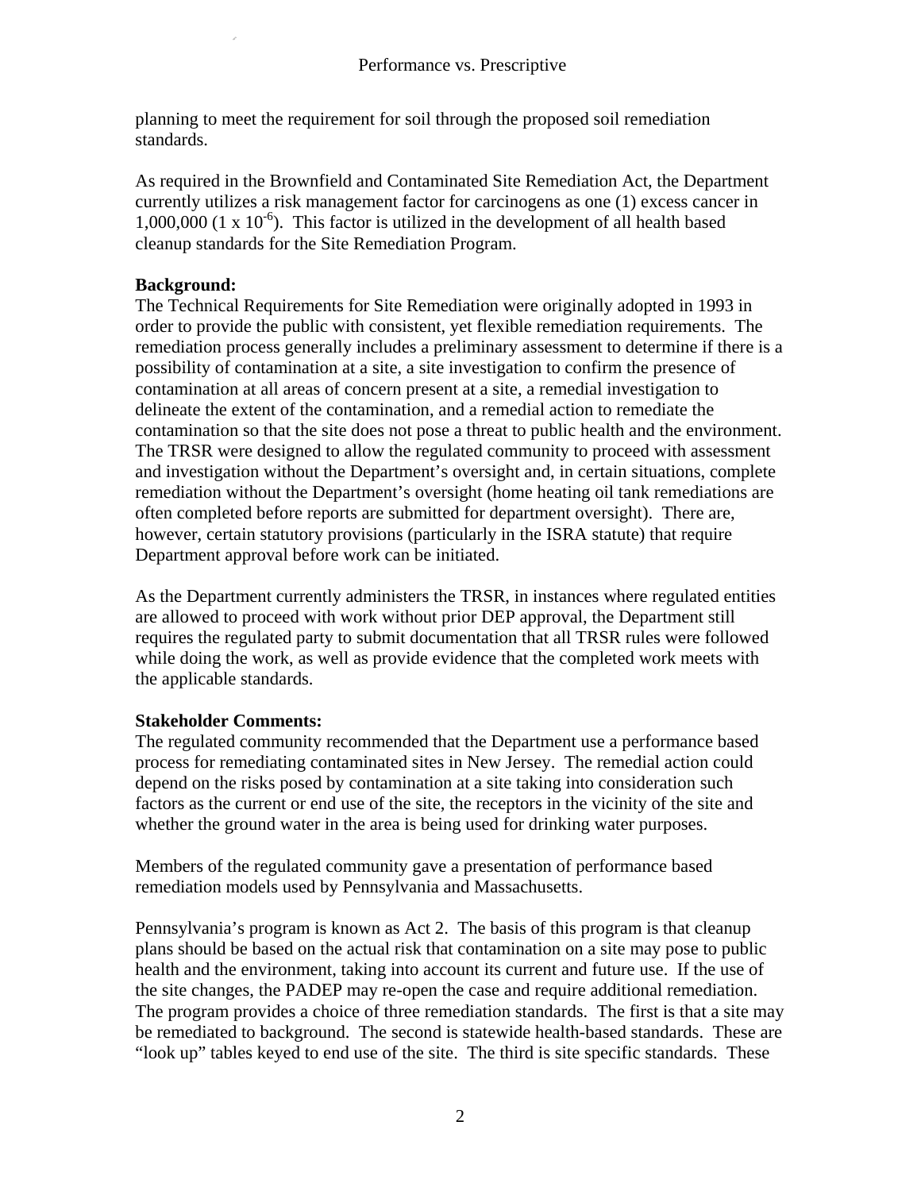planning to meet the requirement for soil through the proposed soil remediation standards.

As required in the Brownfield and Contaminated Site Remediation Act, the Department currently utilizes a risk management factor for carcinogens as one (1) excess cancer in 1,000,000 ($1 \times 10^{-6}$). This factor is utilized in the development of all health based cleanup standards for the Site Remediation Program.

**Background:**

The Technical Requirements for Site Remediation were originally adopted in 1993 in order to provide the public with consistent, yet flexible remediation requirements. The remediation process generally includes a preliminary assessment to determine if there is a possibility of contamination at a site, a site investigation to confirm the presence of contamination at all areas of concern present at a site, a remedial investigation to delineate the extent of the contamination, and a remedial action to remediate the contamination so that the site does not pose a threat to public health and the environment. The TRSR were designed to allow the regulated community to proceed with assessment and investigation without the Department's oversight and, in certain situations, complete remediation without the Department's oversight (home heating oil tank remediations are often completed before reports are submitted for department oversight). There are, however, certain statutory provisions (particularly in the ISRA statute) that require Department approval before work can be initiated.

As the Department currently administers the TRSR, in instances where regulated entities are allowed to proceed with work without prior DEP approval, the Department still requires the regulated party to submit documentation that all TRSR rules were followed while doing the work, as well as provide evidence that the completed work meets with the applicable standards.

**Stakeholder Comments:**

The regulated community recommended that the Department use a performance based process for remediating contaminated sites in New Jersey. The remedial action could depend on the risks posed by contamination at a site taking into consideration such factors as the current or end use of the site, the receptors in the vicinity of the site and whether the ground water in the area is being used for drinking water purposes.

Members of the regulated community gave a presentation of performance based remediation models used by Pennsylvania and Massachusetts.

Pennsylvania's program is known as Act 2. The basis of this program is that cleanup plans should be based on the actual risk that contamination on a site may pose to public health and the environment, taking into account its current and future use. If the use of the site changes, the PADEP may re-open the case and require additional remediation. The program provides a choice of three remediation standards. The first is that a site may be remediated to background. The second is statewide health-based standards. These are "look up" tables keyed to end use of the site. The third is site specific standards. These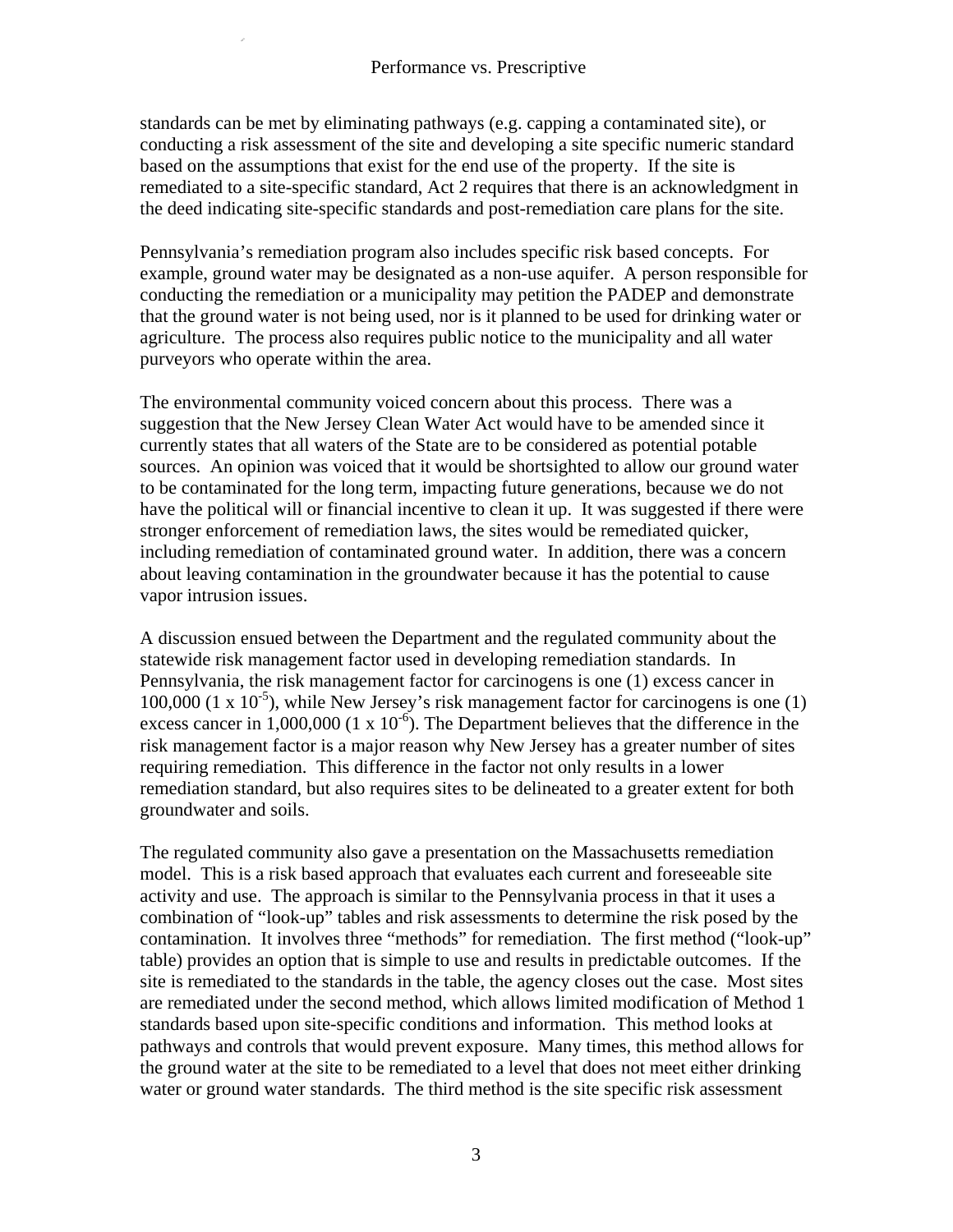standards can be met by eliminating pathways (e.g. capping a contaminated site), or conducting a risk assessment of the site and developing a site specific numeric standard based on the assumptions that exist for the end use of the property. If the site is remediated to a site-specific standard, Act 2 requires that there is an acknowledgment in the deed indicating site-specific standards and post-remediation care plans for the site.

Pennsylvania's remediation program also includes specific risk based concepts. For example, ground water may be designated as a non-use aquifer. A person responsible for conducting the remediation or a municipality may petition the PADEP and demonstrate that the ground water is not being used, nor is it planned to be used for drinking water or agriculture. The process also requires public notice to the municipality and all water purveyors who operate within the area.

The environmental community voiced concern about this process. There was a suggestion that the New Jersey Clean Water Act would have to be amended since it currently states that all waters of the State are to be considered as potential potable sources. An opinion was voiced that it would be shortsighted to allow our ground water to be contaminated for the long term, impacting future generations, because we do not have the political will or financial incentive to clean it up. It was suggested if there were stronger enforcement of remediation laws, the sites would be remediated quicker, including remediation of contaminated ground water. In addition, there was a concern about leaving contamination in the groundwater because it has the potential to cause vapor intrusion issues.

A discussion ensued between the Department and the regulated community about the statewide risk management factor used in developing remediation standards. In Pennsylvania, the risk management factor for carcinogens is one (1) excess cancer in 100,000 ($1 \times 10^{-5}$), while New Jersey's risk management factor for carcinogens is one (1) excess cancer in 1,000,000 ($1 \times 10^{-6}$). The Department believes that the difference in the risk management factor is a major reason why New Jersey has a greater number of sites requiring remediation. This difference in the factor not only results in a lower remediation standard, but also requires sites to be delineated to a greater extent for both groundwater and soils.

The regulated community also gave a presentation on the Massachusetts remediation model. This is a risk based approach that evaluates each current and foreseeable site activity and use. The approach is similar to the Pennsylvania process in that it uses a combination of "look-up" tables and risk assessments to determine the risk posed by the contamination. It involves three "methods" for remediation. The first method ("look-up" table) provides an option that is simple to use and results in predictable outcomes. If the site is remediated to the standards in the table, the agency closes out the case. Most sites are remediated under the second method, which allows limited modification of Method 1 standards based upon site-specific conditions and information. This method looks at pathways and controls that would prevent exposure. Many times, this method allows for the ground water at the site to be remediated to a level that does not meet either drinking water or ground water standards. The third method is the site specific risk assessment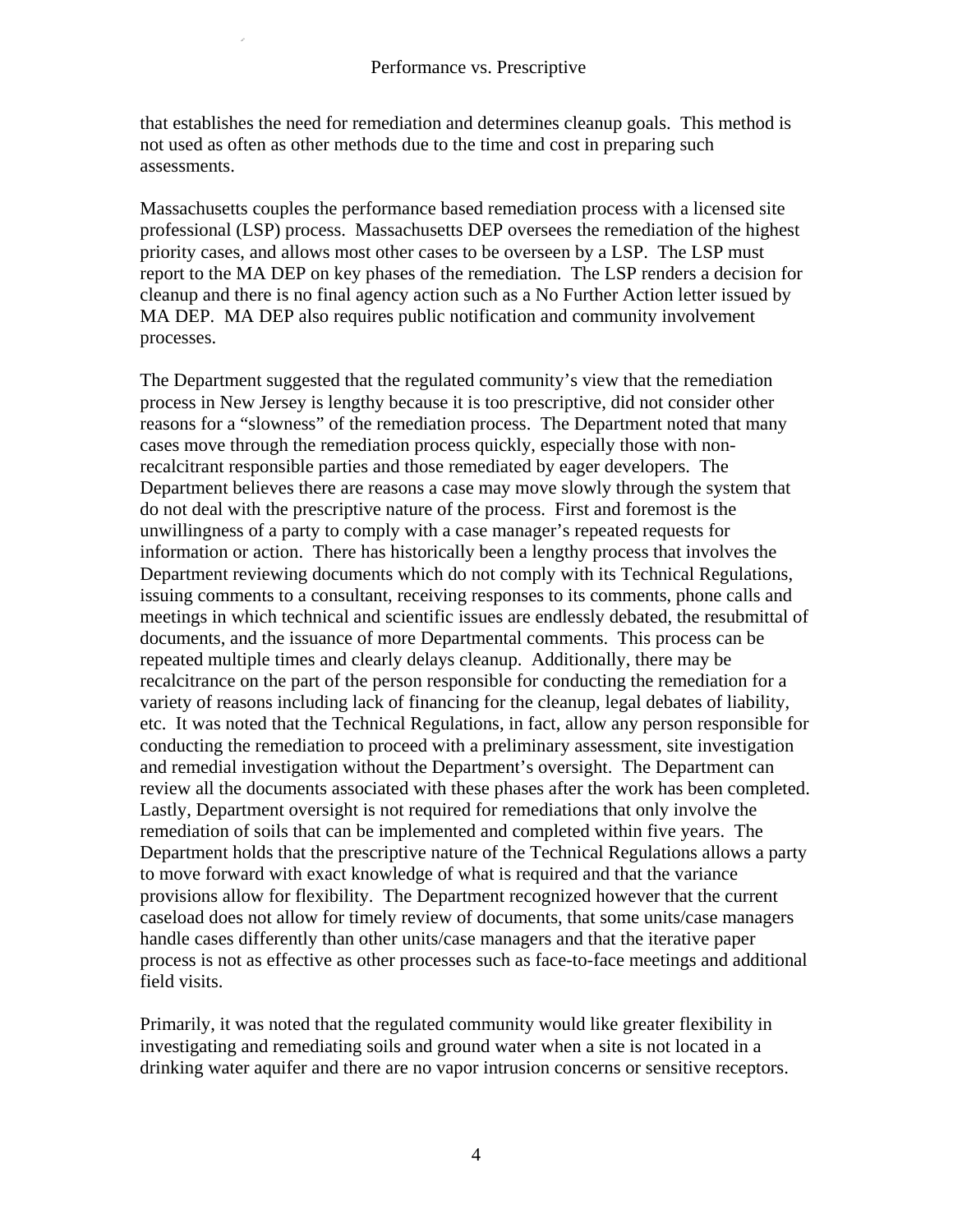that establishes the need for remediation and determines cleanup goals. This method is not used as often as other methods due to the time and cost in preparing such assessments.

Massachusetts couples the performance based remediation process with a licensed site professional (LSP) process. Massachusetts DEP oversees the remediation of the highest priority cases, and allows most other cases to be overseen by a LSP. The LSP must report to the MA DEP on key phases of the remediation. The LSP renders a decision for cleanup and there is no final agency action such as a No Further Action letter issued by MA DEP. MA DEP also requires public notification and community involvement processes.

The Department suggested that the regulated community's view that the remediation process in New Jersey is lengthy because it is too prescriptive, did not consider other reasons for a "slowness" of the remediation process. The Department noted that many cases move through the remediation process quickly, especially those with non-recalcitrant responsible parties and those remediated by eager developers. The Department believes there are reasons a case may move slowly through the system that do not deal with the prescriptive nature of the process. First and foremost is the unwillingness of a party to comply with a case manager's repeated requests for information or action. There has historically been a lengthy process that involves the Department reviewing documents which do not comply with its Technical Regulations, issuing comments to a consultant, receiving responses to its comments, phone calls and meetings in which technical and scientific issues are endlessly debated, the resubmittal of documents, and the issuance of more Departmental comments. This process can be repeated multiple times and clearly delays cleanup. Additionally, there may be recalcitrance on the part of the person responsible for conducting the remediation for a variety of reasons including lack of financing for the cleanup, legal debates of liability, etc. It was noted that the Technical Regulations, in fact, allow any person responsible for conducting the remediation to proceed with a preliminary assessment, site investigation and remedial investigation without the Department's oversight. The Department can review all the documents associated with these phases after the work has been completed. Lastly, Department oversight is not required for remediations that only involve the remediation of soils that can be implemented and completed within five years. The Department holds that the prescriptive nature of the Technical Regulations allows a party to move forward with exact knowledge of what is required and that the variance provisions allow for flexibility. The Department recognized however that the current caseload does not allow for timely review of documents, that some units/case managers handle cases differently than other units/case managers and that the iterative paper process is not as effective as other processes such as face-to-face meetings and additional field visits.

Primarily, it was noted that the regulated community would like greater flexibility in investigating and remediating soils and ground water when a site is not located in a drinking water aquifer and there are no vapor intrusion concerns or sensitive receptors.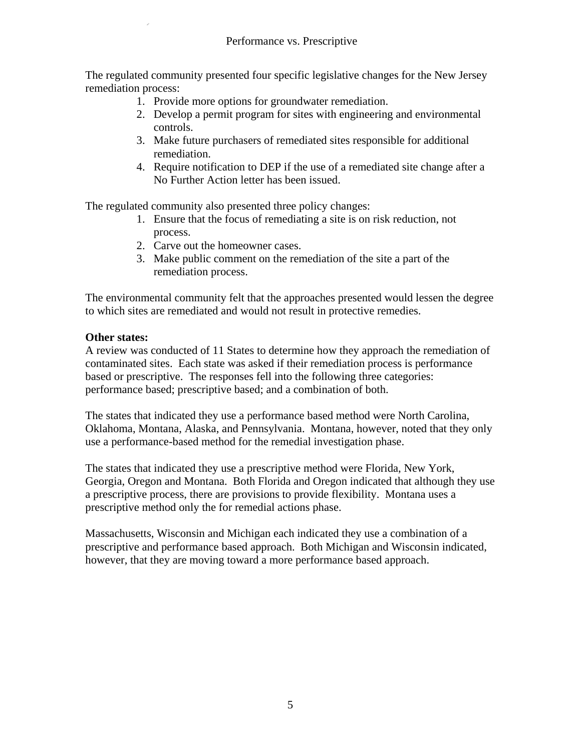Performance vs. Prescriptive

The regulated community presented four specific legislative changes for the New Jersey remediation process:

1. Provide more options for groundwater remediation.
2. Develop a permit program for sites with engineering and environmental controls.
3. Make future purchasers of remediated sites responsible for additional remediation.
4. Require notification to DEP if the use of a remediated site change after a No Further Action letter has been issued.

The regulated community also presented three policy changes:

1. Ensure that the focus of remediating a site is on risk reduction, not process.
2. Carve out the homeowner cases.
3. Make public comment on the remediation of the site a part of the remediation process.

The environmental community felt that the approaches presented would lessen the degree to which sites are remediated and would not result in protective remedies.

**Other states:**
A review was conducted of 11 States to determine how they approach the remediation of contaminated sites. Each state was asked if their remediation process is performance based or prescriptive. The responses fell into the following three categories: performance based; prescriptive based; and a combination of both.

The states that indicated they use a performance based method were North Carolina, Oklahoma, Montana, Alaska, and Pennsylvania. Montana, however, noted that they only use a performance-based method for the remedial investigation phase.

The states that indicated they use a prescriptive method were Florida, New York, Georgia, Oregon and Montana. Both Florida and Oregon indicated that although they use a prescriptive process, there are provisions to provide flexibility. Montana uses a prescriptive method only the for remedial actions phase.

Massachusetts, Wisconsin and Michigan each indicated they use a combination of a prescriptive and performance based approach. Both Michigan and Wisconsin indicated, however, that they are moving toward a more performance based approach.